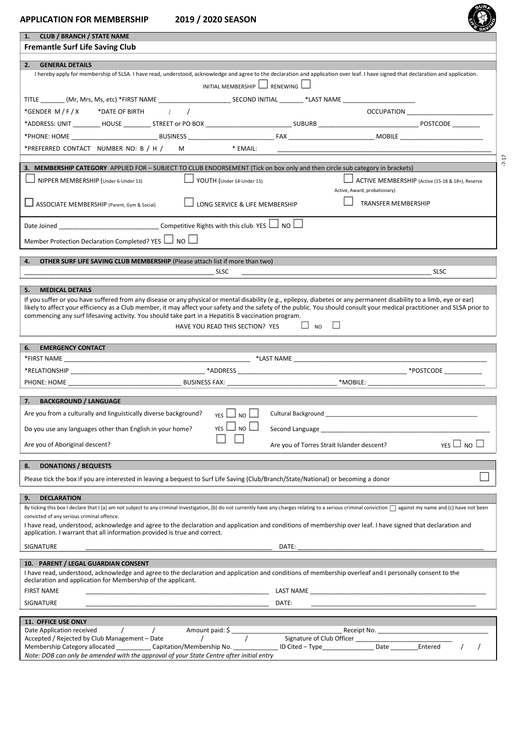## APPLICATION FOR MEMBERSHIP 2019 / 2020 SEASON

### 1. CLUB / BRANCH / STATE NAME

**Fremantle Surf Life Saving Club**

### 2. GENERAL DETAILS

I hereby apply for membership of SLSA. I have read, understood, acknowledge and agree to the declaration and application over leaf. I have signed that declaration and application.

INITIAL MEMBERSHIP ☐ RENEWING ☐

TITLE _______ (Mr, Mrs, Ms, etc) *FIRST NAME ____________________ SECOND INITIAL _______ *LAST NAME ____________________

*GENDER M / F / X *DATE OF BIRTH / / OCCUPATION ____________________

*ADDRESS: UNIT ________ HOUSE ________ STREET or PO BOX ____________________ SUBURB ____________________ POSTCODE ________

*PHONE: HOME ____________________ BUSINESS ____________________ FAX ____________________ MOBILE ____________________

*PREFERRED CONTACT NUMBER NO: B / H / M * EMAIL: ____________________

### 3. MEMBERSHIP CATEGORY APPLIED FOR – SUBJECT TO CLUB ENDORSEMENT (Tick on box only and then circle sub category in brackets)

☐ NIPPER MEMBERSHIP (Under 6-Under 13)

☐ YOUTH (Under 14-Under 15)

☐ ACTIVE MEMBERSHIP (Active (15-18 & 18+), Reserve Active, Award, probationary)

☐ ASSOCIATE MEMBERSHIP (Parent, Gym & Social)

☐ LONG SERVICE & LIFE MEMBERSHIP

☐ TRANSFER MEMBERSHIP

Date Joined ____________________ Competitive Rights with this club: YES ☐ NO ☐

Member Protection Declaration Completed? YES ☐ NO ☐

### 4. OTHER SURF LIFE SAVING CLUB MEMBERSHIP (Please attach list if more than two)

____________________ SLSC ____________________ SLSC

### 5. MEDICAL DETAILS

If you suffer or you have suffered from any disease or any physical or mental disability (e.g., epilepsy, diabetes or any permanent disability to a limb, eye or ear) likely to affect your efficiency as a Club member, it may affect your safety and the safety of the public. You should consult your medical practitioner and SLSA prior to commencing any surf lifesaving activity. You should take part in a Hepatitis B vaccination program.

HAVE YOU READ THIS SECTION? YES ☐ NO ☐

### 6. EMERGENCY CONTACT

*FIRST NAME ____________________ *LAST NAME ____________________

*RELATIONSHIP ____________________ *ADDRESS ____________________ *POSTCODE __________

PHONE: HOME ____________________ BUSINESS FAX: ____________________ *MOBILE: ____________________

### 7. BACKGROUND / LANGUAGE

Are you from a culturally and linguistically diverse background? YES ☐ NO ☐ Cultural Background ____________________

Do you use any languages other than English in your home? YES ☐ NO ☐ Second Language ____________________

Are you of Aboriginal descent? ☐ ☐ Are you of Torres Strait Islander descent? YES ☐ NO ☐

### 8. DONATIONS / BEQUESTS

Please tick the box if you are interested in leaving a bequest to Surf Life Saving (Club/Branch/State/National) or becoming a donor ☐

### 9. DECLARATION

By ticking this box I declare that I (a) am not subject to any criminal investigation, (b) do not currently have any charges relating to a serious criminal conviction ☐ against my name and (c) have not been convicted of any serious criminal offence.

I have read, understood, acknowledge and agree to the declaration and application and conditions of membership over leaf. I have signed that declaration and application. I warrant that all information provided is true and correct.

SIGNATURE ____________________ DATE: ____________________

### 10. PARENT / LEGAL GUARDIAN CONSENT

I have read, understood, acknowledge and agree to the declaration and application and conditions of membership overleaf and I personally consent to the declaration and application for Membership of the applicant.

FIRST NAME ____________________ LAST NAME ____________________

SIGNATURE ____________________ DATE: ____________________

### 11. OFFICE USE ONLY

Date Application received / / Amount paid: $ ____________________ Receipt No. ____________________

Accepted / Rejected by Club Management – Date / / Signature of Club Officer ____________________

Membership Category allocated __________ Capitation/Membership No. ____________ ID Cited – Type ____________ Date ________ Entered / /

*Note: DOB can only be amended with the approval of your State Centre after initial entry*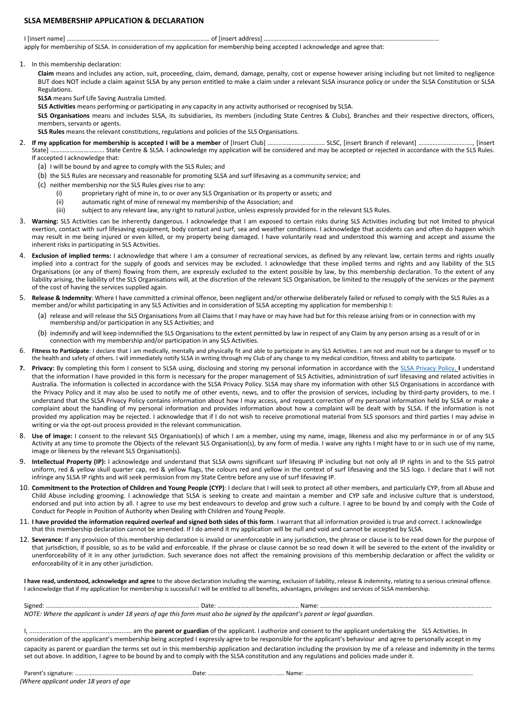## SLSA MEMBERSHIP APPLICATION & DECLARATION

I [insert name] ………………………………………………………………………… of [insert address] ……………………………………………………………………………………………… apply for membership of SLSA. In consideration of my application for membership being accepted I acknowledge and agree that:

1. In this membership declaration:

   **Claim** means and includes any action, suit, proceeding, claim, demand, damage, penalty, cost or expense however arising including but not limited to negligence BUT does NOT include a claim against SLSA by any person entitled to make a claim under a relevant SLSA insurance policy or under the SLSA Constitution or SLSA Regulations.

   **SLSA** means Surf Life Saving Australia Limited.

   **SLS Activities** means performing or participating in any capacity in any activity authorised or recognised by SLSA.

   **SLS Organisations** means and includes SLSA, its subsidiaries, its members (including State Centres & Clubs), Branches and their respective directors, officers, members, servants or agents.

   **SLS Rules** means the relevant constitutions, regulations and policies of the SLS Organisations.

2. **If my application for membership is accepted I will be a member** of [Insert Club] ……………………………… SLSC, [insert Branch if relevant] ……………………………, [insert State] …………………………… State Centre & SLSA. I acknowledge my application will be considered and may be accepted or rejected in accordance with the SLS Rules. If accepted I acknowledge that:
   (a) I will be bound by and agree to comply with the SLS Rules; and
   (b) the SLS Rules are necessary and reasonable for promoting SLSA and surf lifesaving as a community service; and
   (c) neither membership nor the SLS Rules gives rise to any:
      (i) proprietary right of mine in, to or over any SLS Organisation or its property or assets; and
      (ii) automatic right of mine of renewal my membership of the Association; and
      (iii) subject to any relevant law, any right to natural justice, unless expressly provided for in the relevant SLS Rules.

3. **Warning:** SLS Activities can be inherently dangerous. I acknowledge that I am exposed to certain risks during SLS Activities including but not limited to physical exertion, contact with surf lifesaving equipment, body contact and surf, sea and weather conditions. I acknowledge that accidents can and often do happen which may result in me being injured or even killed, or my property being damaged. I have voluntarily read and understood this warning and accept and assume the inherent risks in participating in SLS Activities.

4. **Exclusion of implied terms:** I acknowledge that where I am a consumer of recreational services, as defined by any relevant law, certain terms and rights usually implied into a contract for the supply of goods and services may be excluded. I acknowledge that these implied terms and rights and any liability of the SLS Organisations (or any of them) flowing from them, are expressly excluded to the extent possible by law, by this membership declaration. To the extent of any liability arising, the liability of the SLS Organisations will, at the discretion of the relevant SLS Organisation, be limited to the resupply of the services or the payment of the cost of having the services supplied again.

5. **Release & Indemnity**: Where I have committed a criminal offence, been negligent and/or otherwise deliberately failed or refused to comply with the SLS Rules as a member and/or whilst participating in any SLS Activities and in consideration of SLSA accepting my application for membership I:
   (a) release and will release the SLS Organisations from all Claims that I may have or may have had but for this release arising from or in connection with my membership and/or participation in any SLS Activities; and
   (b) indemnify and will keep indemnified the SLS Organisations to the extent permitted by law in respect of any Claim by any person arising as a result of or in connection with my membership and/or participation in any SLS Activities.

6. **Fitness to Participate**: I declare that I am medically, mentally and physically fit and able to participate in any SLS Activities. I am not and must not be a danger to myself or to the health and safety of others. I will immediately notify SLSA in writing through my Club of any change to my medical condition, fitness and ability to participate.

7. **Privacy:** By completing this form I consent to SLSA using, disclosing and storing my personal information in accordance with the SLSA Privacy Policy. **I** understand that the information I have provided in this form is necessary for the proper management of SLS Activities, administration of surf lifesaving and related activities in Australia. The information is collected in accordance with the SLSA Privacy Policy. SLSA may share my information with other SLS Organisations in accordance with the Privacy Policy and it may also be used to notify me of other events, news, and to offer the provision of services, including by third-party providers, to me. I understand that the SLSA Privacy Policy contains information about how I may access, and request correction of my personal information held by SLSA or make a complaint about the handling of my personal information and provides information about how a complaint will be dealt with by SLSA. If the information is not provided my application may be rejected. I acknowledge that if I do not wish to receive promotional material from SLS sponsors and third parties I may advise in writing or via the opt-out process provided in the relevant communication.

8. **Use of image:** I consent to the relevant SLS Organisation(s) of which I am a member, using my name, image, likeness and also my performance in or of any SLS Activity at any time to promote the Objects of the relevant SLS Organisation(s), by any form of media. I waive any rights I might have to or in such use of my name, image or likeness by the relevant SLS Organisation(s).

9. **Intellectual Property (IP):** I acknowledge and understand that SLSA owns significant surf lifesaving IP including but not only all IP rights in and to the SLS patrol uniform, red & yellow skull quarter cap, red & yellow flags, the colours red and yellow in the context of surf lifesaving and the SLS logo. I declare that I will not infringe any SLSA IP rights and will seek permission from my State Centre before any use of surf lifesaving IP.

10. **Commitment to the Protection of Children and Young People (CYP)**: I declare that I will seek to protect all other members, and particularly CYP, from all Abuse and Child Abuse including grooming. I acknowledge that SLSA is seeking to create and maintain a member and CYP safe and inclusive culture that is understood, endorsed and put into action by all. I agree to use my best endeavours to develop and grow such a culture. I agree to be bound by and comply with the Code of Conduct for People in Position of Authority when Dealing with Children and Young People.

11. **I have provided the information required overleaf and signed both sides of this form**. I warrant that all information provided is true and correct. I acknowledge that this membership declaration cannot be amended. If I do amend it my application will be null and void and cannot be accepted by SLSA.

12. **Severance:** If any provision of this membership declaration is invalid or unenforceable in any jurisdiction, the phrase or clause is to be read down for the purpose of that jurisdiction, if possible, so as to be valid and enforceable. If the phrase or clause cannot be so read down it will be severed to the extent of the invalidity or unenforceability of it in any other jurisdiction. Such severance does not affect the remaining provisions of this membership declaration or affect the validity or enforceability of it in any other jurisdiction.

**I have read, understood, acknowledge and agree** to the above declaration including the warning, exclusion of liability, release & indemnity, relating to a serious criminal offence. I acknowledge that if my application for membership is successful I will be entitled to all benefits, advantages, privileges and services of SLSA membership.

Signed: ……………………………………………………………………… Date: ……………………………………… Name: ………………………………………………………………………………………

*NOTE: Where the applicant is under 18 years of age this form must also be signed by the applicant's parent or legal guardian.*

I, ………………………………………………… am the **parent or guardian** of the applicant. I authorize and consent to the applicant undertaking the SLS Activities. In consideration of the applicant's membership being accepted I expressly agree to be responsible for the applicant's behaviour and agree to personally accept in my capacity as parent or guardian the terms set out in this membership application and declaration including the provision by me of a release and indemnity in the terms set out above. In addition, I agree to be bound by and to comply with the SLSA constitution and any regulations and policies made under it.

Parent's signature: …………………………………………………………………Date: ……………………………………… Name: ………………………………………………………………………………………

*(Where applicant under 18 years of age*